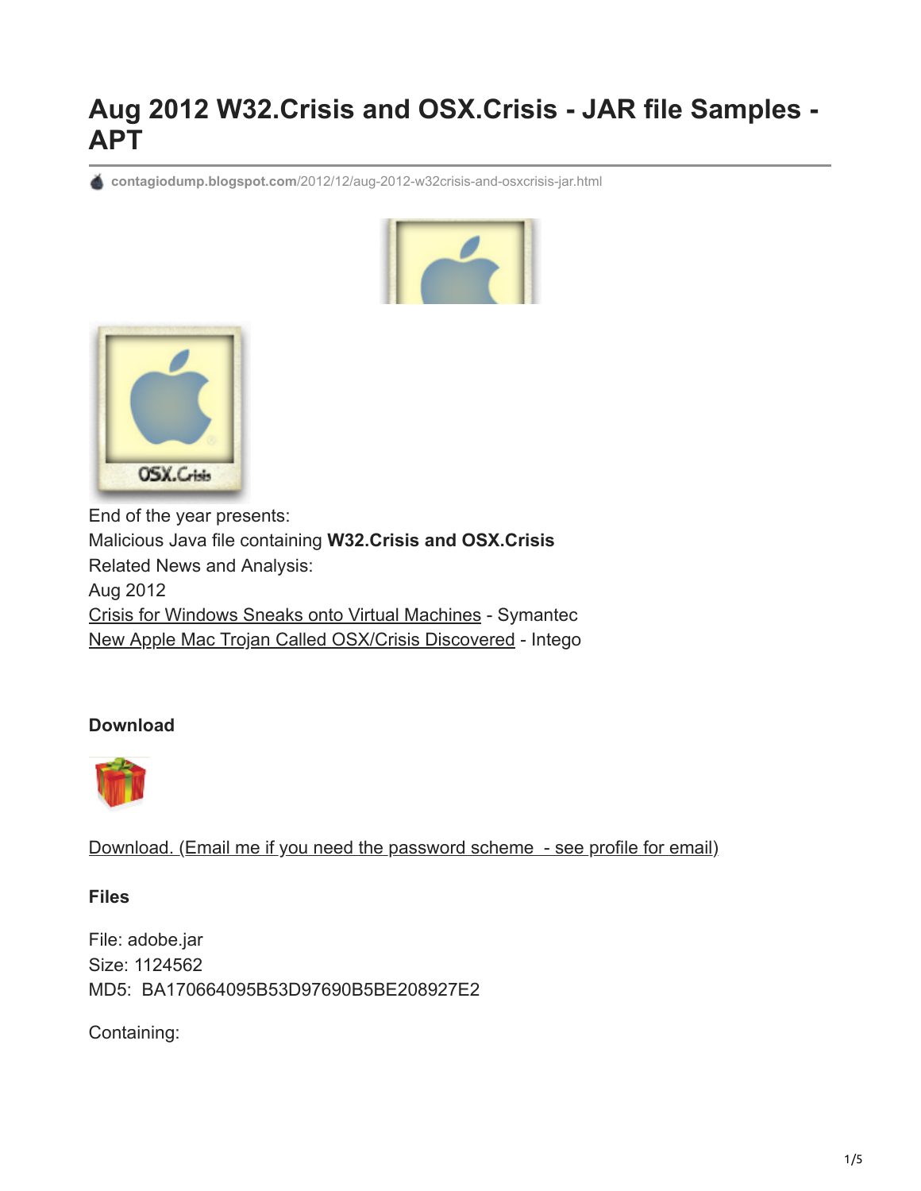# Aug 2012 W32.Crisis and OSX.Crisis - JAR file Samples - APT

contagiodump.blogspot.com/2012/12/aug-2012-w32crisis-and-osxcrisis-jar.html

End of the year presents:
Malicious Java file containing **W32.Crisis and OSX.Crisis**
Related News and Analysis:
Aug 2012
Crisis for Windows Sneaks onto Virtual Machines - Symantec
New Apple Mac Trojan Called OSX/Crisis Discovered - Intego

### Download

Download. (Email me if you need the password scheme - see profile for email)

### Files

File: adobe.jar
Size: 1124562
MD5: BA170664095B53D97690B5BE208927E2

Containing: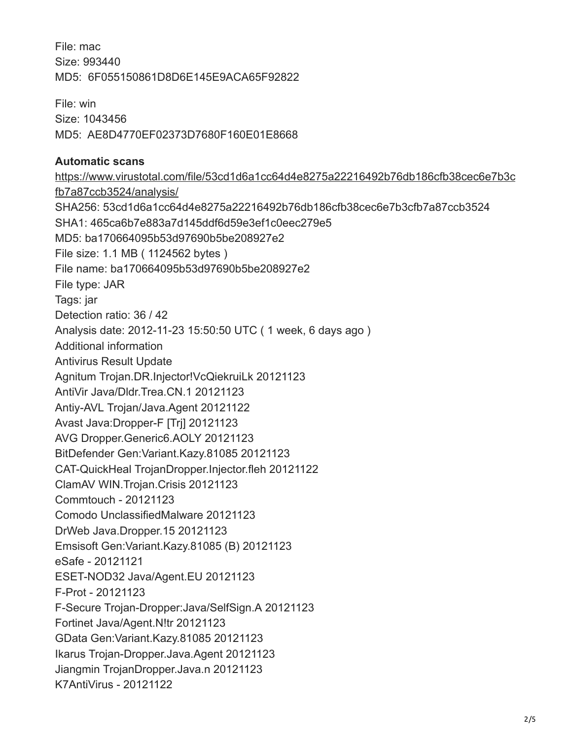File: mac
Size: 993440
MD5: 6F055150861D8D6E145E9ACA65F92822

File: win
Size: 1043456
MD5: AE8D4770EF02373D7680F160E01E8668

**Automatic scans**

https://www.virustotal.com/file/53cd1d6a1cc64d4e8275a22216492b76db186cfb38cec6e7b3cfb7a87ccb3524/analysis/
SHA256: 53cd1d6a1cc64d4e8275a22216492b76db186cfb38cec6e7b3cfb7a87ccb3524
SHA1: 465ca6b7e883a7d145ddf6d59e3ef1c0eec279e5
MD5: ba170664095b53d97690b5be208927e2
File size: 1.1 MB ( 1124562 bytes )
File name: ba170664095b53d97690b5be208927e2
File type: JAR
Tags: jar
Detection ratio: 36 / 42
Analysis date: 2012-11-23 15:50:50 UTC ( 1 week, 6 days ago )
Additional information
Antivirus Result Update
Agnitum Trojan.DR.Injector!VcQiekruiLk 20121123
AntiVir Java/Dldr.Trea.CN.1 20121123
Antiy-AVL Trojan/Java.Agent 20121122
Avast Java:Dropper-F [Trj] 20121123
AVG Dropper.Generic6.AOLY 20121123
BitDefender Gen:Variant.Kazy.81085 20121123
CAT-QuickHeal TrojanDropper.Injector.fleh 20121122
ClamAV WIN.Trojan.Crisis 20121123
Commtouch - 20121123
Comodo UnclassifiedMalware 20121123
DrWeb Java.Dropper.15 20121123
Emsisoft Gen:Variant.Kazy.81085 (B) 20121123
eSafe - 20121121
ESET-NOD32 Java/Agent.EU 20121123
F-Prot - 20121123
F-Secure Trojan-Dropper:Java/SelfSign.A 20121123
Fortinet Java/Agent.N!tr 20121123
GData Gen:Variant.Kazy.81085 20121123
Ikarus Trojan-Dropper.Java.Agent 20121123
Jiangmin TrojanDropper.Java.n 20121123
K7AntiVirus - 20121122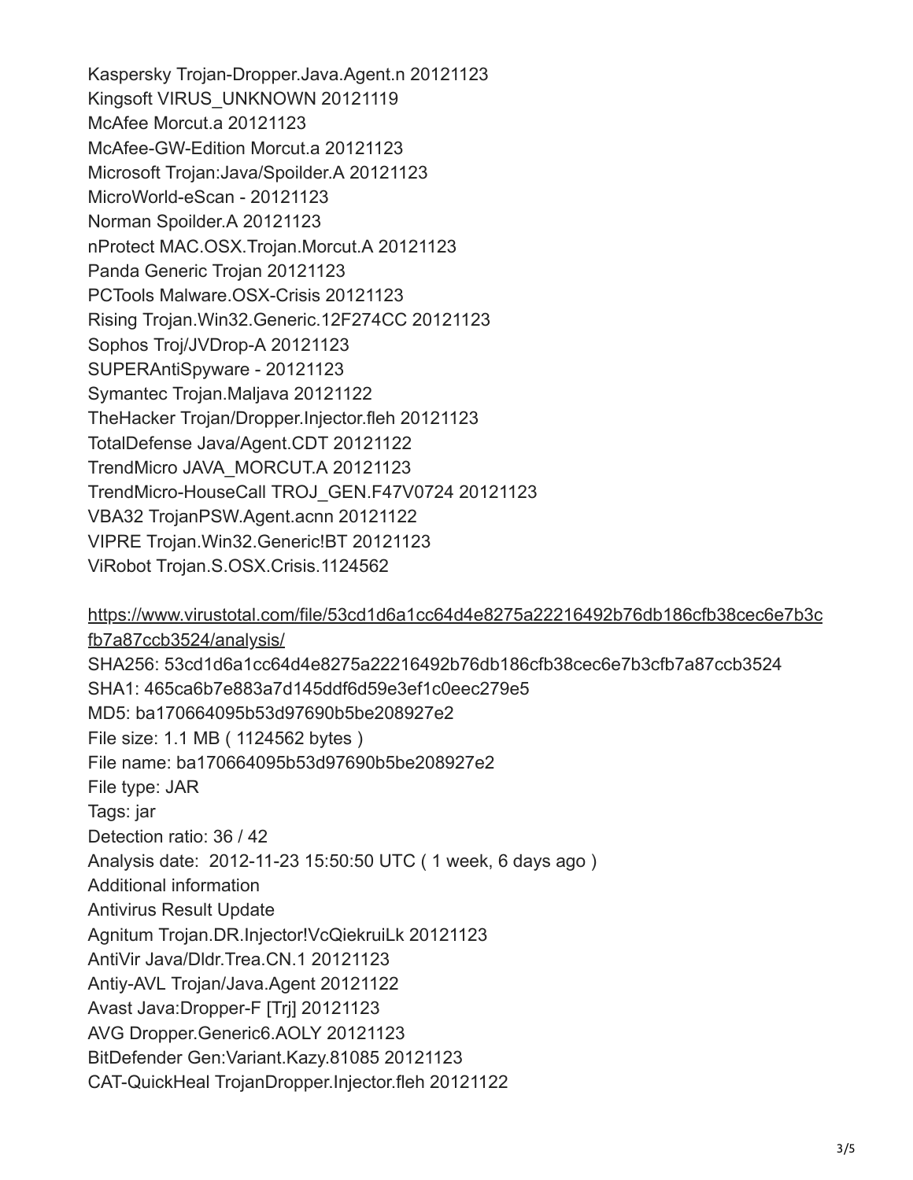Kaspersky Trojan-Dropper.Java.Agent.n 20121123
Kingsoft VIRUS_UNKNOWN 20121119
McAfee Morcut.a 20121123
McAfee-GW-Edition Morcut.a 20121123
Microsoft Trojan:Java/Spoilder.A 20121123
MicroWorld-eScan - 20121123
Norman Spoilder.A 20121123
nProtect MAC.OSX.Trojan.Morcut.A 20121123
Panda Generic Trojan 20121123
PCTools Malware.OSX-Crisis 20121123
Rising Trojan.Win32.Generic.12F274CC 20121123
Sophos Troj/JVDrop-A 20121123
SUPERAntiSpyware - 20121123
Symantec Trojan.Maljava 20121122
TheHacker Trojan/Dropper.Injector.fleh 20121123
TotalDefense Java/Agent.CDT 20121122
TrendMicro JAVA_MORCUT.A 20121123
TrendMicro-HouseCall TROJ_GEN.F47V0724 20121123
VBA32 TrojanPSW.Agent.acnn 20121122
VIPRE Trojan.Win32.Generic!BT 20121123
ViRobot Trojan.S.OSX.Crisis.1124562

https://www.virustotal.com/file/53cd1d6a1cc64d4e8275a22216492b76db186cfb38cec6e7b3cfb7a87ccb3524/analysis/
SHA256: 53cd1d6a1cc64d4e8275a22216492b76db186cfb38cec6e7b3cfb7a87ccb3524
SHA1: 465ca6b7e883a7d145ddf6d59e3ef1c0eec279e5
MD5: ba170664095b53d97690b5be208927e2
File size: 1.1 MB ( 1124562 bytes )
File name: ba170664095b53d97690b5be208927e2
File type: JAR
Tags: jar
Detection ratio: 36 / 42
Analysis date: 2012-11-23 15:50:50 UTC ( 1 week, 6 days ago )
Additional information
Antivirus Result Update
Agnitum Trojan.DR.Injector!VcQiekruiLk 20121123
AntiVir Java/Dldr.Trea.CN.1 20121123
Antiy-AVL Trojan/Java.Agent 20121122
Avast Java:Dropper-F [Trj] 20121123
AVG Dropper.Generic6.AOLY 20121123
BitDefender Gen:Variant.Kazy.81085 20121123
CAT-QuickHeal TrojanDropper.Injector.fleh 20121122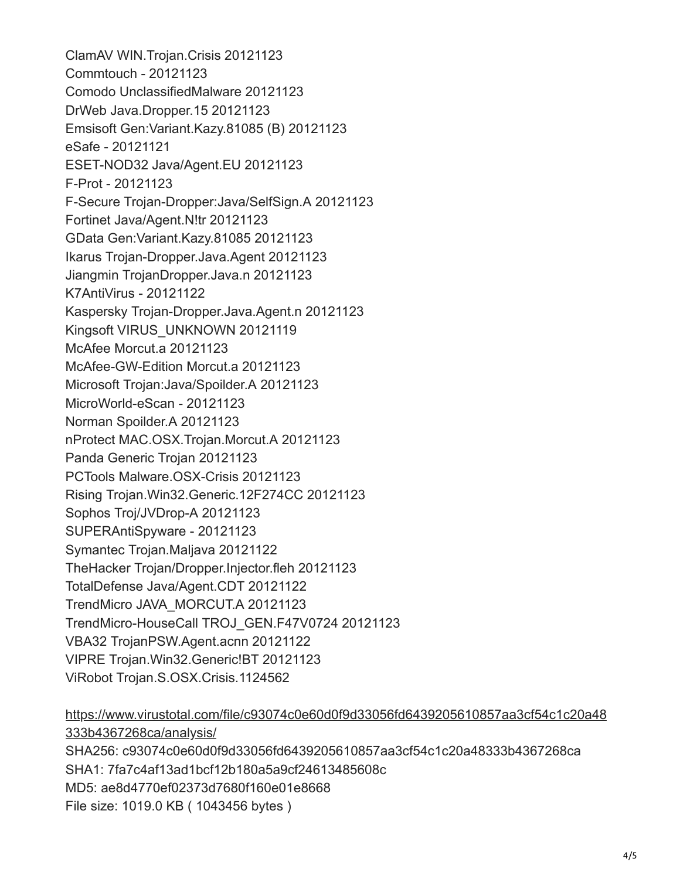ClamAV WIN.Trojan.Crisis 20121123
Commtouch - 20121123
Comodo UnclassifiedMalware 20121123
DrWeb Java.Dropper.15 20121123
Emsisoft Gen:Variant.Kazy.81085 (B) 20121123
eSafe - 20121121
ESET-NOD32 Java/Agent.EU 20121123
F-Prot - 20121123
F-Secure Trojan-Dropper:Java/SelfSign.A 20121123
Fortinet Java/Agent.N!tr 20121123
GData Gen:Variant.Kazy.81085 20121123
Ikarus Trojan-Dropper.Java.Agent 20121123
Jiangmin TrojanDropper.Java.n 20121123
K7AntiVirus - 20121122
Kaspersky Trojan-Dropper.Java.Agent.n 20121123
Kingsoft VIRUS_UNKNOWN 20121119
McAfee Morcut.a 20121123
McAfee-GW-Edition Morcut.a 20121123
Microsoft Trojan:Java/Spoilder.A 20121123
MicroWorld-eScan - 20121123
Norman Spoilder.A 20121123
nProtect MAC.OSX.Trojan.Morcut.A 20121123
Panda Generic Trojan 20121123
PCTools Malware.OSX-Crisis 20121123
Rising Trojan.Win32.Generic.12F274CC 20121123
Sophos Troj/JVDrop-A 20121123
SUPERAntiSpyware - 20121123
Symantec Trojan.Maljava 20121122
TheHacker Trojan/Dropper.Injector.fleh 20121123
TotalDefense Java/Agent.CDT 20121122
TrendMicro JAVA_MORCUT.A 20121123
TrendMicro-HouseCall TROJ_GEN.F47V0724 20121123
VBA32 TrojanPSW.Agent.acnn 20121122
VIPRE Trojan.Win32.Generic!BT 20121123
ViRobot Trojan.S.OSX.Crisis.1124562

https://www.virustotal.com/file/c93074c0e60d0f9d33056fd6439205610857aa3cf54c1c20a48333b4367268ca/analysis/
SHA256: c93074c0e60d0f9d33056fd6439205610857aa3cf54c1c20a48333b4367268ca
SHA1: 7fa7c4af13ad1bcf12b180a5a9cf24613485608c
MD5: ae8d4770ef02373d7680f160e01e8668
File size: 1019.0 KB ( 1043456 bytes )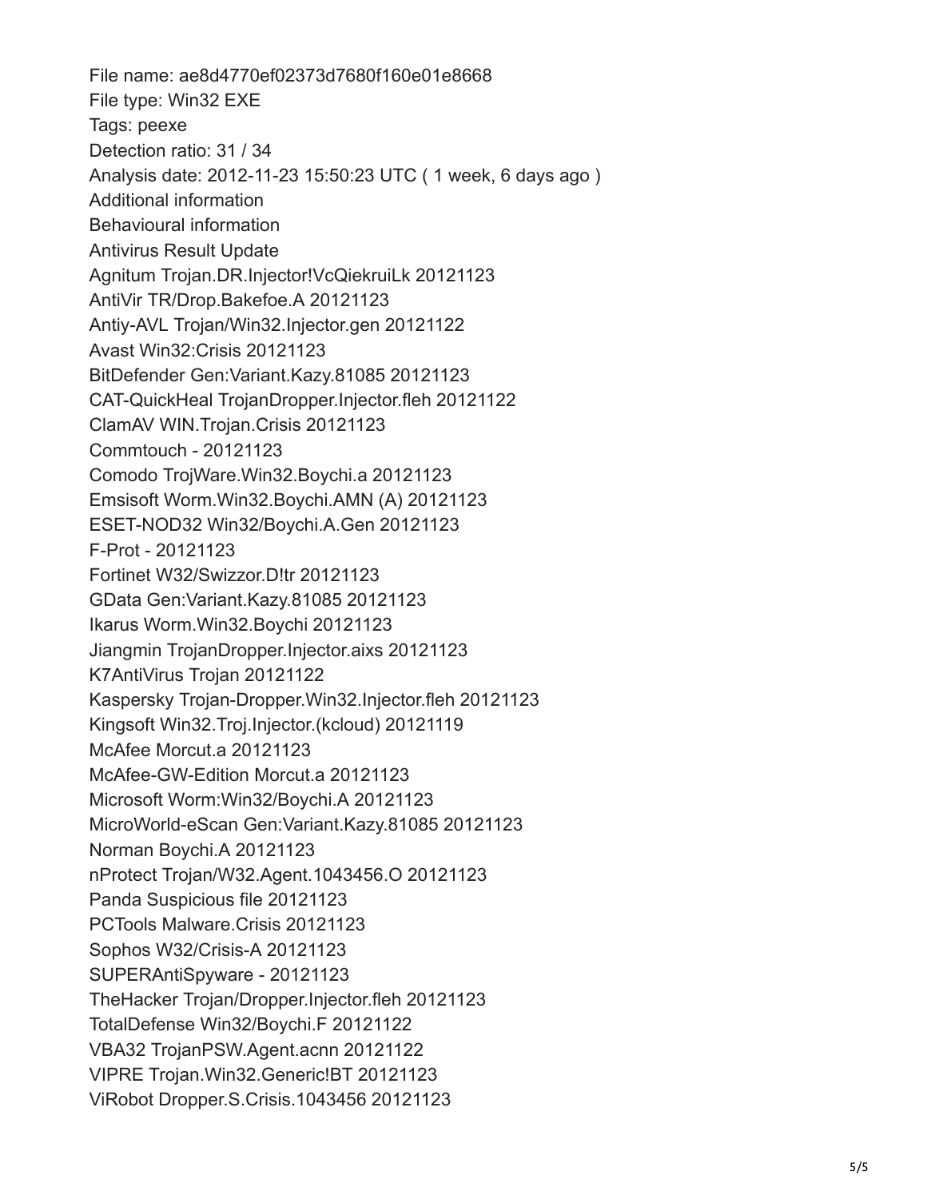File name: ae8d4770ef02373d7680f160e01e8668
File type: Win32 EXE
Tags: peexe
Detection ratio: 31 / 34
Analysis date: 2012-11-23 15:50:23 UTC ( 1 week, 6 days ago )
Additional information
Behavioural information
Antivirus Result Update
Agnitum Trojan.DR.Injector!VcQiekruiLk 20121123
AntiVir TR/Drop.Bakefoe.A 20121123
Antiy-AVL Trojan/Win32.Injector.gen 20121122
Avast Win32:Crisis 20121123
BitDefender Gen:Variant.Kazy.81085 20121123
CAT-QuickHeal TrojanDropper.Injector.fleh 20121122
ClamAV WIN.Trojan.Crisis 20121123
Commtouch - 20121123
Comodo TrojWare.Win32.Boychi.a 20121123
Emsisoft Worm.Win32.Boychi.AMN (A) 20121123
ESET-NOD32 Win32/Boychi.A.Gen 20121123
F-Prot - 20121123
Fortinet W32/Swizzor.D!tr 20121123
GData Gen:Variant.Kazy.81085 20121123
Ikarus Worm.Win32.Boychi 20121123
Jiangmin TrojanDropper.Injector.aixs 20121123
K7AntiVirus Trojan 20121122
Kaspersky Trojan-Dropper.Win32.Injector.fleh 20121123
Kingsoft Win32.Troj.Injector.(kcloud) 20121119
McAfee Morcut.a 20121123
McAfee-GW-Edition Morcut.a 20121123
Microsoft Worm:Win32/Boychi.A 20121123
MicroWorld-eScan Gen:Variant.Kazy.81085 20121123
Norman Boychi.A 20121123
nProtect Trojan/W32.Agent.1043456.O 20121123
Panda Suspicious file 20121123
PCTools Malware.Crisis 20121123
Sophos W32/Crisis-A 20121123
SUPERAntiSpyware - 20121123
TheHacker Trojan/Dropper.Injector.fleh 20121123
TotalDefense Win32/Boychi.F 20121122
VBA32 TrojanPSW.Agent.acnn 20121122
VIPRE Trojan.Win32.Generic!BT 20121123
ViRobot Dropper.S.Crisis.1043456 20121123